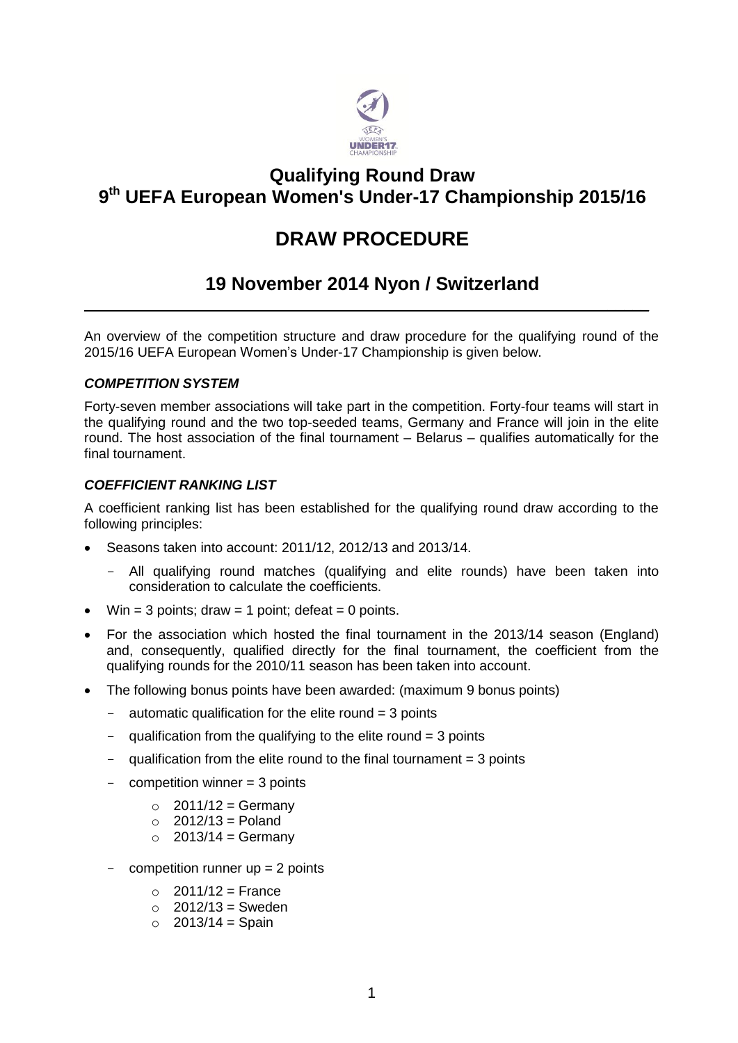# Qualifying Round Draw
# 9th UEFA European Women's Under-17 Championship 2015/16

# DRAW PROCEDURE

## 19 November 2014 Nyon / Switzerland

An overview of the competition structure and draw procedure for the qualifying round of the 2015/16 UEFA European Women's Under-17 Championship is given below.

### *COMPETITION SYSTEM*

Forty-seven member associations will take part in the competition. Forty-four teams will start in the qualifying round and the two top-seeded teams, Germany and France will join in the elite round. The host association of the final tournament – Belarus – qualifies automatically for the final tournament.

### *COEFFICIENT RANKING LIST*

A coefficient ranking list has been established for the qualifying round draw according to the following principles:

- Seasons taken into account: 2011/12, 2012/13 and 2013/14.
  - All qualifying round matches (qualifying and elite rounds) have been taken into consideration to calculate the coefficients.
- Win = 3 points; draw = 1 point; defeat = 0 points.
- For the association which hosted the final tournament in the 2013/14 season (England) and, consequently, qualified directly for the final tournament, the coefficient from the qualifying rounds for the 2010/11 season has been taken into account.
- The following bonus points have been awarded: (maximum 9 bonus points)
  - automatic qualification for the elite round = 3 points
  - qualification from the qualifying to the elite round = 3 points
  - qualification from the elite round to the final tournament = 3 points
  - competition winner = 3 points
    - 2011/12 = Germany
    - 2012/13 = Poland
    - 2013/14 = Germany
  - competition runner up = 2 points
    - 2011/12 = France
    - 2012/13 = Sweden
    - 2013/14 = Spain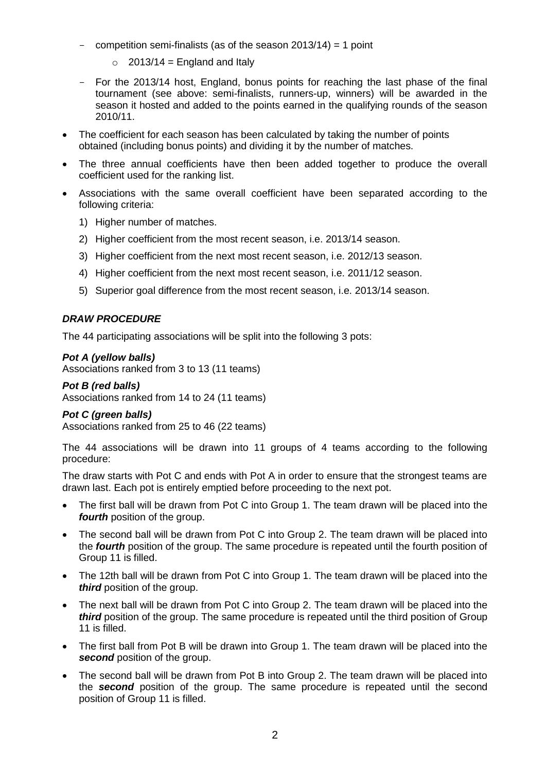- competition semi-finalists (as of the season 2013/14) = 1 point
  - 2013/14 = England and Italy
- For the 2013/14 host, England, bonus points for reaching the last phase of the final tournament (see above: semi-finalists, runners-up, winners) will be awarded in the season it hosted and added to the points earned in the qualifying rounds of the season 2010/11.

- The coefficient for each season has been calculated by taking the number of points obtained (including bonus points) and dividing it by the number of matches.
- The three annual coefficients have then been added together to produce the overall coefficient used for the ranking list.
- Associations with the same overall coefficient have been separated according to the following criteria:
  1) Higher number of matches.
  2) Higher coefficient from the most recent season, i.e. 2013/14 season.
  3) Higher coefficient from the next most recent season, i.e. 2012/13 season.
  4) Higher coefficient from the next most recent season, i.e. 2011/12 season.
  5) Superior goal difference from the most recent season, i.e. 2013/14 season.

### ***DRAW PROCEDURE***

The 44 participating associations will be split into the following 3 pots:

***Pot A (yellow balls)***
Associations ranked from 3 to 13 (11 teams)

***Pot B (red balls)***
Associations ranked from 14 to 24 (11 teams)

***Pot C (green balls)***
Associations ranked from 25 to 46 (22 teams)

The 44 associations will be drawn into 11 groups of 4 teams according to the following procedure:

The draw starts with Pot C and ends with Pot A in order to ensure that the strongest teams are drawn last. Each pot is entirely emptied before proceeding to the next pot.

- The first ball will be drawn from Pot C into Group 1. The team drawn will be placed into the ***fourth*** position of the group.
- The second ball will be drawn from Pot C into Group 2. The team drawn will be placed into the ***fourth*** position of the group. The same procedure is repeated until the fourth position of Group 11 is filled.
- The 12th ball will be drawn from Pot C into Group 1. The team drawn will be placed into the ***third*** position of the group.
- The next ball will be drawn from Pot C into Group 2. The team drawn will be placed into the ***third*** position of the group. The same procedure is repeated until the third position of Group 11 is filled.
- The first ball from Pot B will be drawn into Group 1. The team drawn will be placed into the ***second*** position of the group.
- The second ball will be drawn from Pot B into Group 2. The team drawn will be placed into the ***second*** position of the group. The same procedure is repeated until the second position of Group 11 is filled.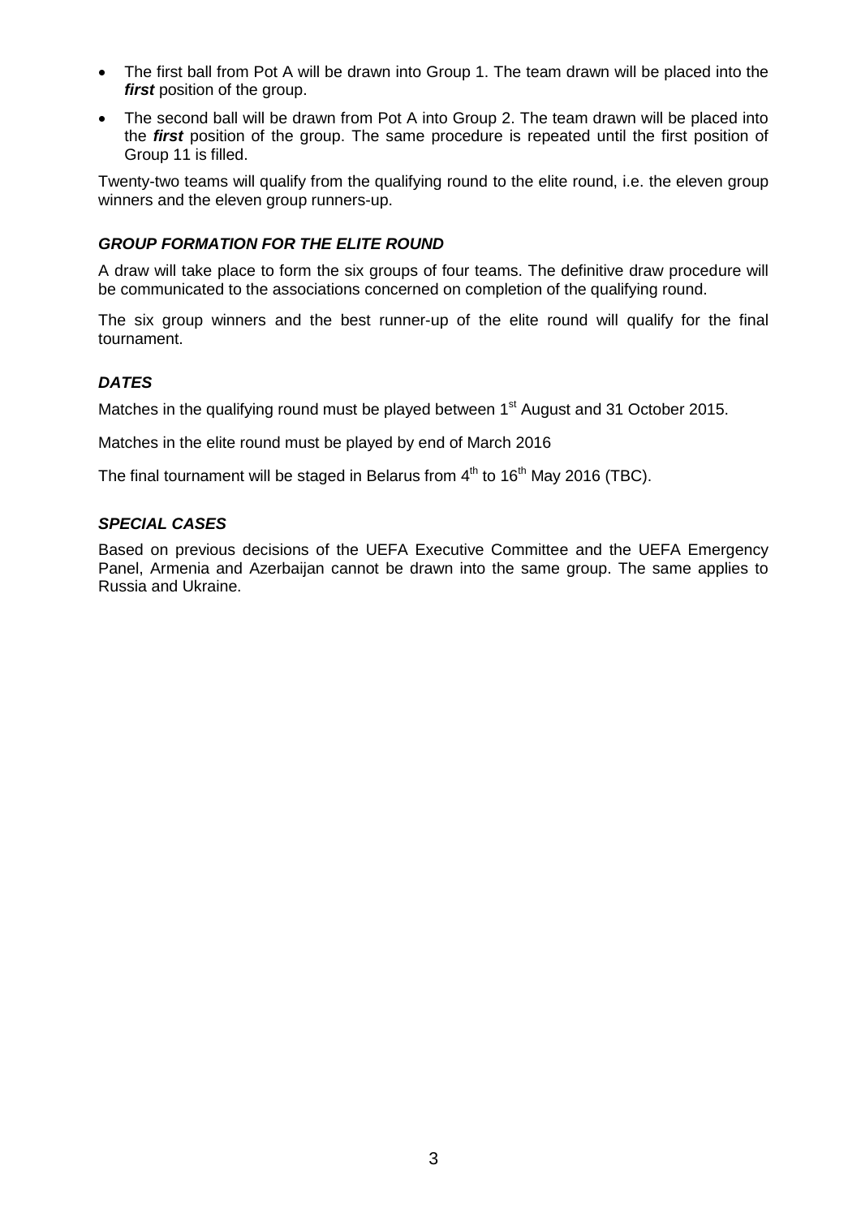- The first ball from Pot A will be drawn into Group 1. The team drawn will be placed into the ***first*** position of the group.
- The second ball will be drawn from Pot A into Group 2. The team drawn will be placed into the ***first*** position of the group. The same procedure is repeated until the first position of Group 11 is filled.

Twenty-two teams will qualify from the qualifying round to the elite round, i.e. the eleven group winners and the eleven group runners-up.

### *GROUP FORMATION FOR THE ELITE ROUND*

A draw will take place to form the six groups of four teams. The definitive draw procedure will be communicated to the associations concerned on completion of the qualifying round.

The six group winners and the best runner-up of the elite round will qualify for the final tournament.

### *DATES*

Matches in the qualifying round must be played between 1st August and 31 October 2015.

Matches in the elite round must be played by end of March 2016

The final tournament will be staged in Belarus from 4th to 16th May 2016 (TBC).

### *SPECIAL CASES*

Based on previous decisions of the UEFA Executive Committee and the UEFA Emergency Panel, Armenia and Azerbaijan cannot be drawn into the same group. The same applies to Russia and Ukraine.